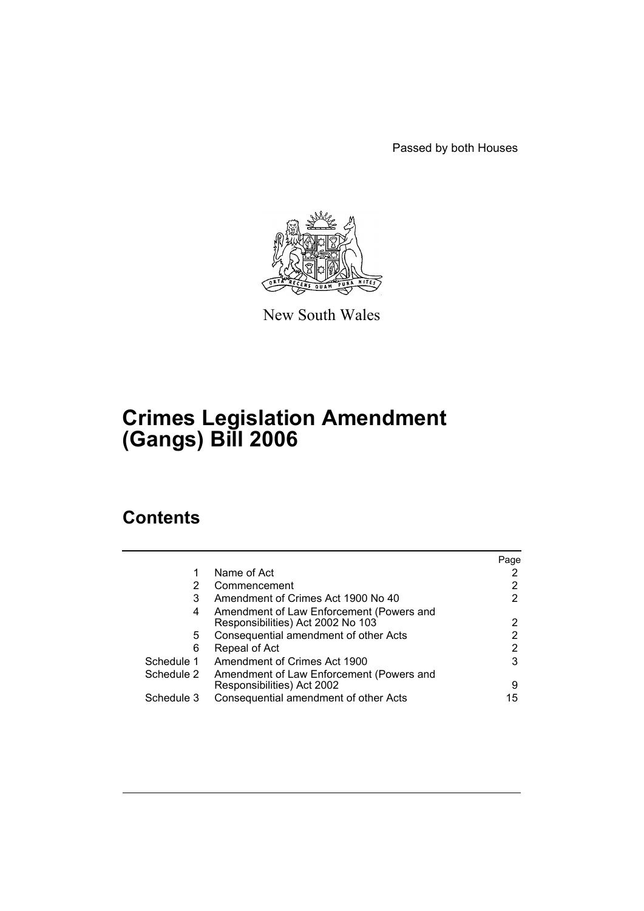Passed by both Houses

New South Wales

# Crimes Legislation Amendment (Gangs) Bill 2006

## Contents

| | | Page |
|---|---|---|
| 1 | Name of Act | 2 |
| 2 | Commencement | 2 |
| 3 | Amendment of Crimes Act 1900 No 40 | 2 |
| 4 | Amendment of Law Enforcement (Powers and Responsibilities) Act 2002 No 103 | 2 |
| 5 | Consequential amendment of other Acts | 2 |
| 6 | Repeal of Act | 2 |
| Schedule 1 | Amendment of Crimes Act 1900 | 3 |
| Schedule 2 | Amendment of Law Enforcement (Powers and Responsibilities) Act 2002 | 9 |
| Schedule 3 | Consequential amendment of other Acts | 15 |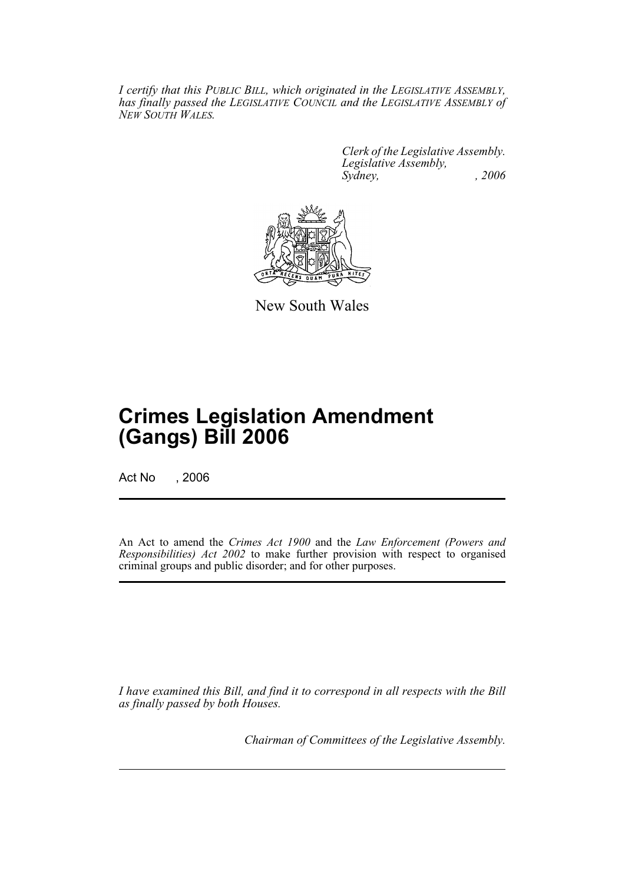*I certify that this PUBLIC BILL, which originated in the LEGISLATIVE ASSEMBLY, has finally passed the LEGISLATIVE COUNCIL and the LEGISLATIVE ASSEMBLY of NEW SOUTH WALES.*

*Clerk of the Legislative Assembly.*
*Legislative Assembly,*
*Sydney, , 2006*

New South Wales

# Crimes Legislation Amendment (Gangs) Bill 2006

Act No , 2006

An Act to amend the *Crimes Act 1900* and the *Law Enforcement (Powers and Responsibilities) Act 2002* to make further provision with respect to organised criminal groups and public disorder; and for other purposes.

*I have examined this Bill, and find it to correspond in all respects with the Bill as finally passed by both Houses.*

*Chairman of Committees of the Legislative Assembly.*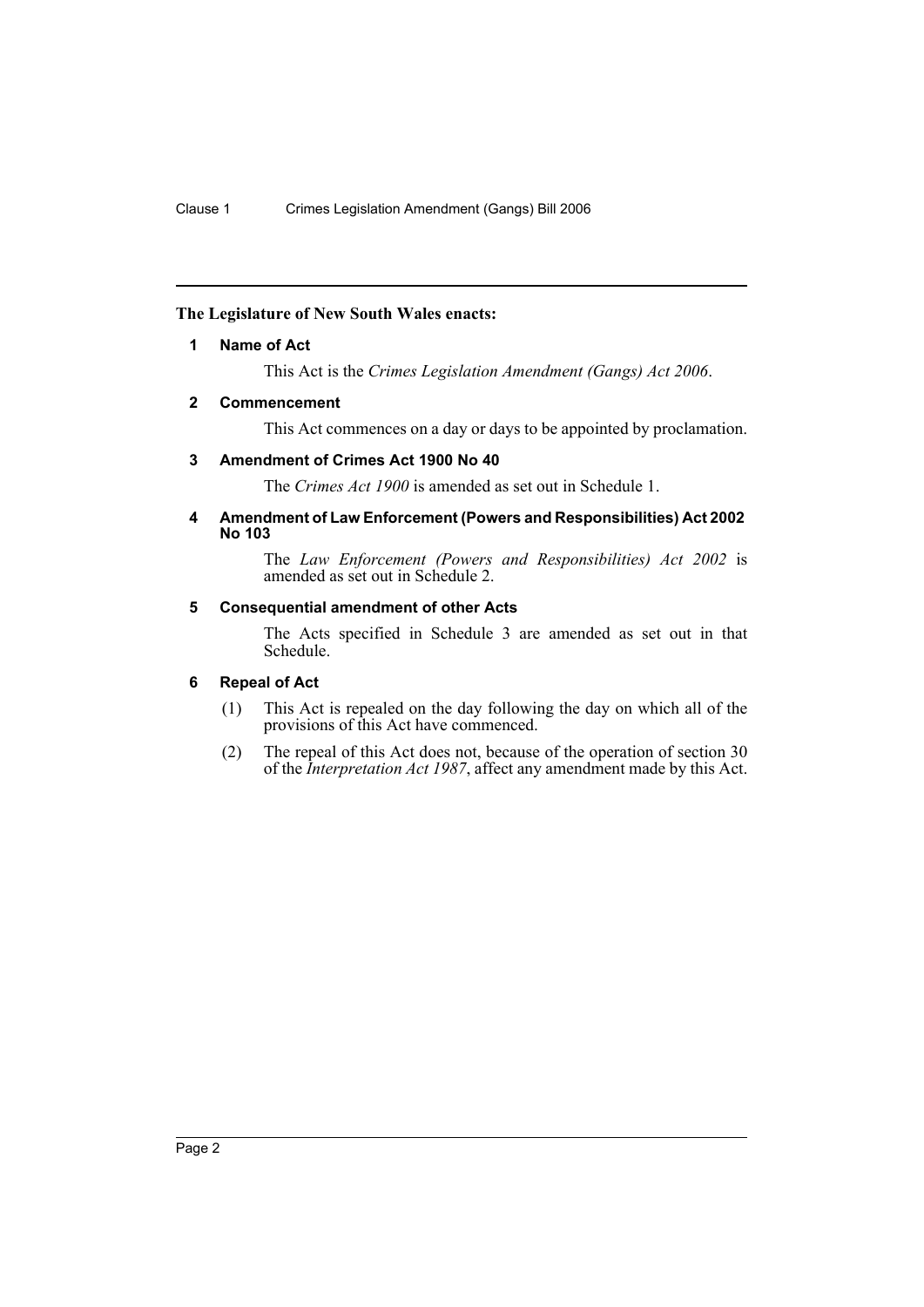**The Legislature of New South Wales enacts:**

### 1 Name of Act

This Act is the *Crimes Legislation Amendment (Gangs) Act 2006*.

### 2 Commencement

This Act commences on a day or days to be appointed by proclamation.

### 3 Amendment of Crimes Act 1900 No 40

The *Crimes Act 1900* is amended as set out in Schedule 1.

### 4 Amendment of Law Enforcement (Powers and Responsibilities) Act 2002 No 103

The *Law Enforcement (Powers and Responsibilities) Act 2002* is amended as set out in Schedule 2.

### 5 Consequential amendment of other Acts

The Acts specified in Schedule 3 are amended as set out in that Schedule.

### 6 Repeal of Act

(1) This Act is repealed on the day following the day on which all of the provisions of this Act have commenced.

(2) The repeal of this Act does not, because of the operation of section 30 of the *Interpretation Act 1987*, affect any amendment made by this Act.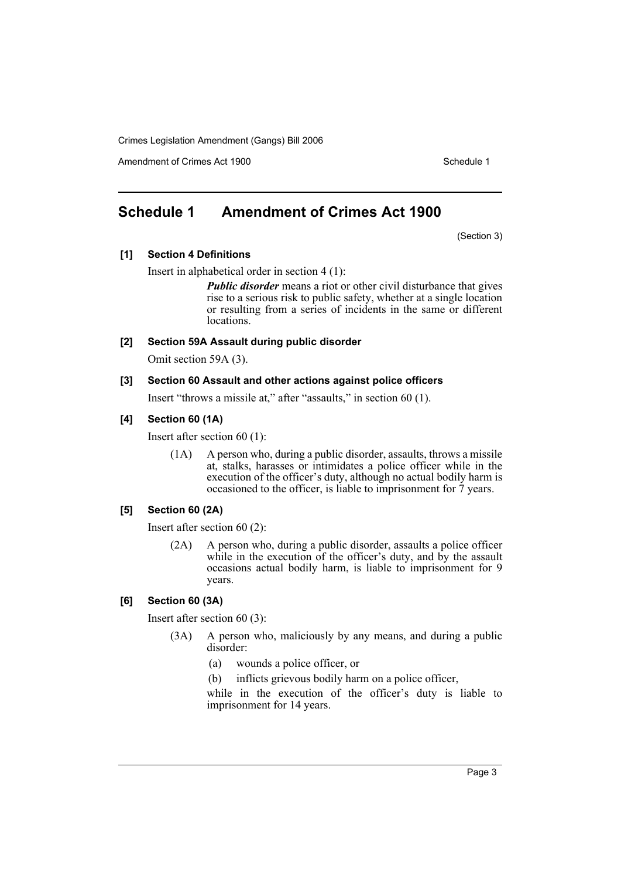## Schedule 1 Amendment of Crimes Act 1900

(Section 3)

### [1] Section 4 Definitions

Insert in alphabetical order in section 4 (1):

> ***Public disorder*** means a riot or other civil disturbance that gives rise to a serious risk to public safety, whether at a single location or resulting from a series of incidents in the same or different locations.

### [2] Section 59A Assault during public disorder

Omit section 59A (3).

### [3] Section 60 Assault and other actions against police officers

Insert "throws a missile at," after "assaults," in section 60 (1).

### [4] Section 60 (1A)

Insert after section 60 (1):

> (1A) A person who, during a public disorder, assaults, throws a missile at, stalks, harasses or intimidates a police officer while in the execution of the officer's duty, although no actual bodily harm is occasioned to the officer, is liable to imprisonment for 7 years.

### [5] Section 60 (2A)

Insert after section 60 (2):

> (2A) A person who, during a public disorder, assaults a police officer while in the execution of the officer's duty, and by the assault occasions actual bodily harm, is liable to imprisonment for 9 years.

### [6] Section 60 (3A)

Insert after section 60 (3):

> (3A) A person who, maliciously by any means, and during a public disorder:
>
> (a) wounds a police officer, or
>
> (b) inflicts grievous bodily harm on a police officer,
>
> while in the execution of the officer's duty is liable to imprisonment for 14 years.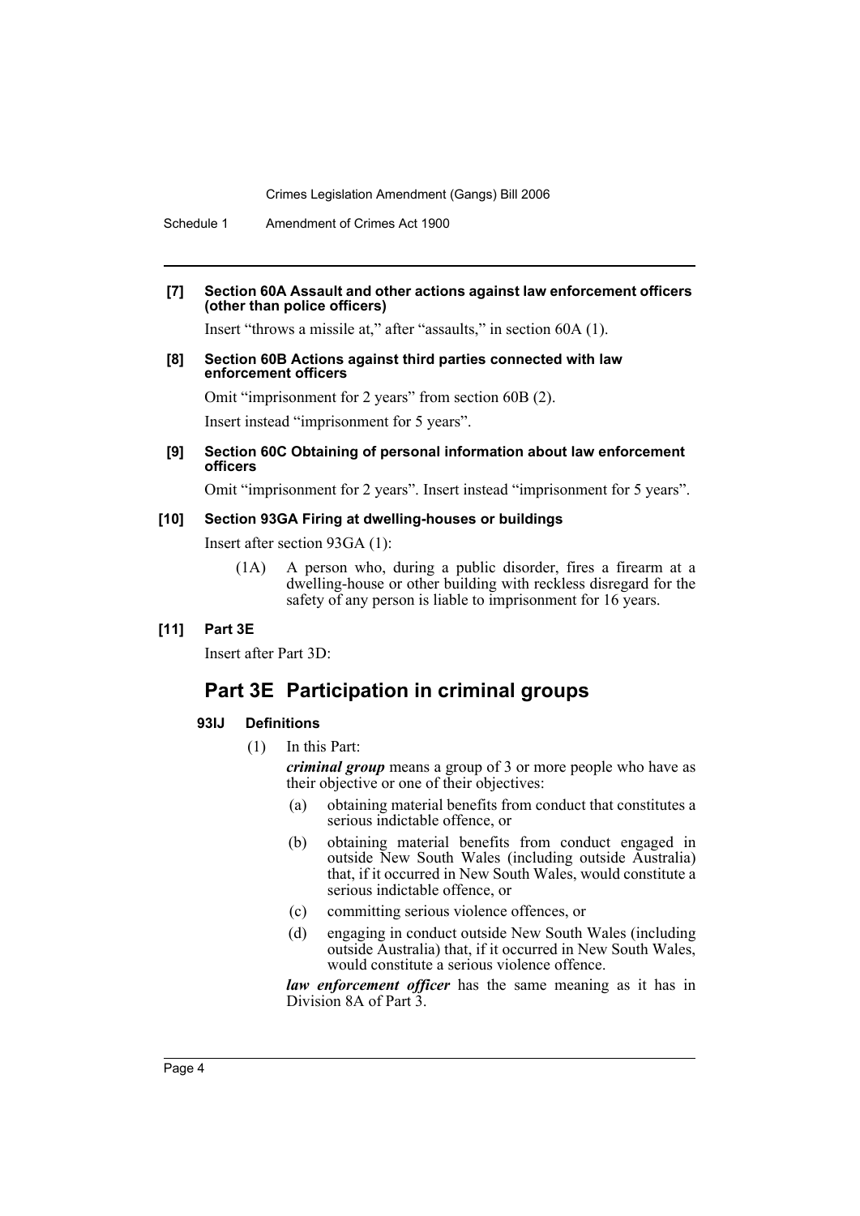**[7] Section 60A Assault and other actions against law enforcement officers (other than police officers)**

Insert "throws a missile at," after "assaults," in section 60A (1).

**[8] Section 60B Actions against third parties connected with law enforcement officers**

Omit "imprisonment for 2 years" from section 60B (2).

Insert instead "imprisonment for 5 years".

**[9] Section 60C Obtaining of personal information about law enforcement officers**

Omit "imprisonment for 2 years". Insert instead "imprisonment for 5 years".

**[10] Section 93GA Firing at dwelling-houses or buildings**

Insert after section 93GA (1):

(1A) A person who, during a public disorder, fires a firearm at a dwelling-house or other building with reckless disregard for the safety of any person is liable to imprisonment for 16 years.

**[11] Part 3E**

Insert after Part 3D:

## Part 3E Participation in criminal groups

### 93IJ Definitions

(1) In this Part:

***criminal group*** means a group of 3 or more people who have as their objective or one of their objectives:

(a) obtaining material benefits from conduct that constitutes a serious indictable offence, or

(b) obtaining material benefits from conduct engaged in outside New South Wales (including outside Australia) that, if it occurred in New South Wales, would constitute a serious indictable offence, or

(c) committing serious violence offences, or

(d) engaging in conduct outside New South Wales (including outside Australia) that, if it occurred in New South Wales, would constitute a serious violence offence.

***law enforcement officer*** has the same meaning as it has in Division 8A of Part 3.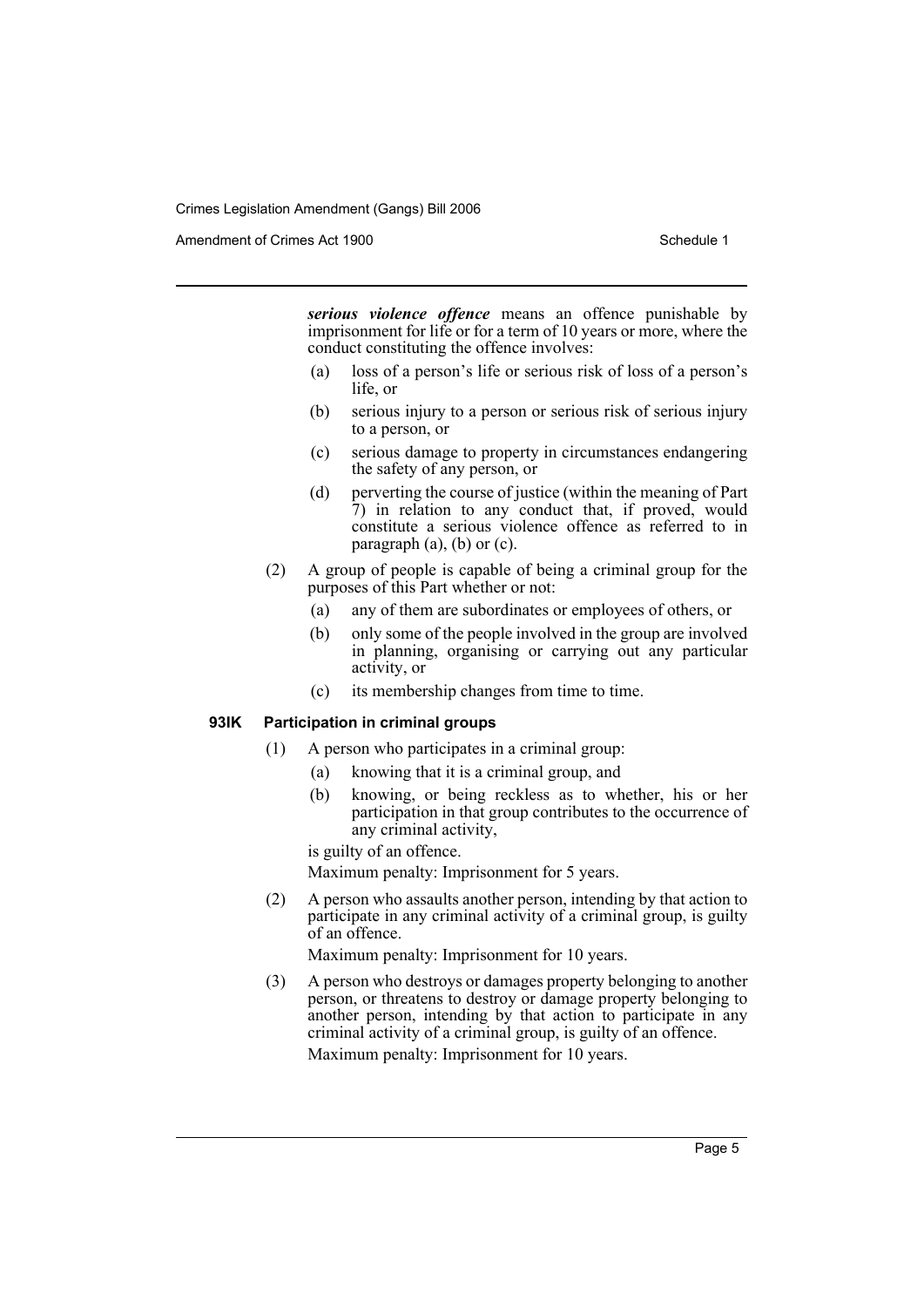***serious violence offence*** means an offence punishable by imprisonment for life or for a term of 10 years or more, where the conduct constituting the offence involves:

(a) loss of a person's life or serious risk of loss of a person's life, or

(b) serious injury to a person or serious risk of serious injury to a person, or

(c) serious damage to property in circumstances endangering the safety of any person, or

(d) perverting the course of justice (within the meaning of Part 7) in relation to any conduct that, if proved, would constitute a serious violence offence as referred to in paragraph (a), (b) or (c).

(2) A group of people is capable of being a criminal group for the purposes of this Part whether or not:

(a) any of them are subordinates or employees of others, or

(b) only some of the people involved in the group are involved in planning, organising or carrying out any particular activity, or

(c) its membership changes from time to time.

**93IK Participation in criminal groups**

(1) A person who participates in a criminal group:

(a) knowing that it is a criminal group, and

(b) knowing, or being reckless as to whether, his or her participation in that group contributes to the occurrence of any criminal activity,

is guilty of an offence.

Maximum penalty: Imprisonment for 5 years.

(2) A person who assaults another person, intending by that action to participate in any criminal activity of a criminal group, is guilty of an offence.

Maximum penalty: Imprisonment for 10 years.

(3) A person who destroys or damages property belonging to another person, or threatens to destroy or damage property belonging to another person, intending by that action to participate in any criminal activity of a criminal group, is guilty of an offence.

Maximum penalty: Imprisonment for 10 years.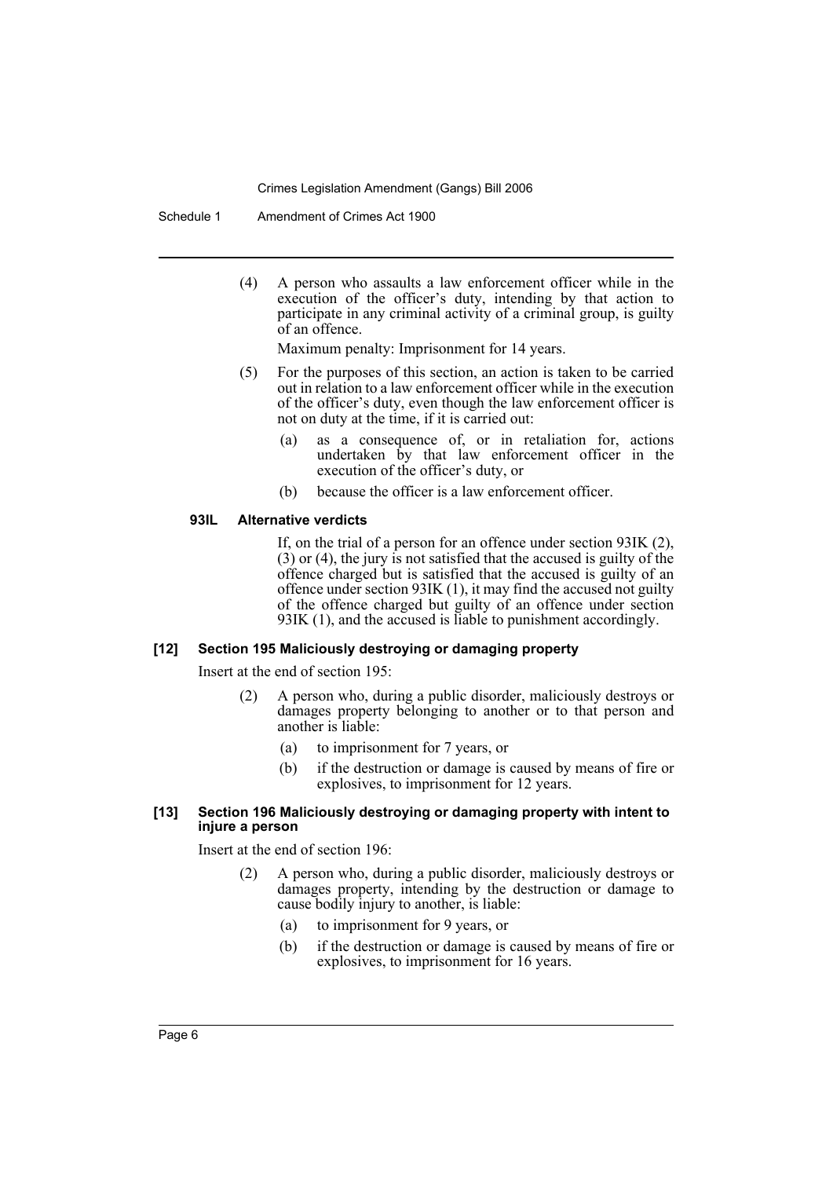(4) A person who assaults a law enforcement officer while in the execution of the officer's duty, intending by that action to participate in any criminal activity of a criminal group, is guilty of an offence.

Maximum penalty: Imprisonment for 14 years.

(5) For the purposes of this section, an action is taken to be carried out in relation to a law enforcement officer while in the execution of the officer's duty, even though the law enforcement officer is not on duty at the time, if it is carried out:

- (a) as a consequence of, or in retaliation for, actions undertaken by that law enforcement officer in the execution of the officer's duty, or
- (b) because the officer is a law enforcement officer.

#### 93IL Alternative verdicts

If, on the trial of a person for an offence under section 93IK (2), (3) or (4), the jury is not satisfied that the accused is guilty of the offence charged but is satisfied that the accused is guilty of an offence under section 93IK (1), it may find the accused not guilty of the offence charged but guilty of an offence under section 93IK (1), and the accused is liable to punishment accordingly.

### [12] Section 195 Maliciously destroying or damaging property

Insert at the end of section 195:

(2) A person who, during a public disorder, maliciously destroys or damages property belonging to another or to that person and another is liable:

- (a) to imprisonment for 7 years, or
- (b) if the destruction or damage is caused by means of fire or explosives, to imprisonment for 12 years.

### [13] Section 196 Maliciously destroying or damaging property with intent to injure a person

Insert at the end of section 196:

(2) A person who, during a public disorder, maliciously destroys or damages property, intending by the destruction or damage to cause bodily injury to another, is liable:

- (a) to imprisonment for 9 years, or
- (b) if the destruction or damage is caused by means of fire or explosives, to imprisonment for 16 years.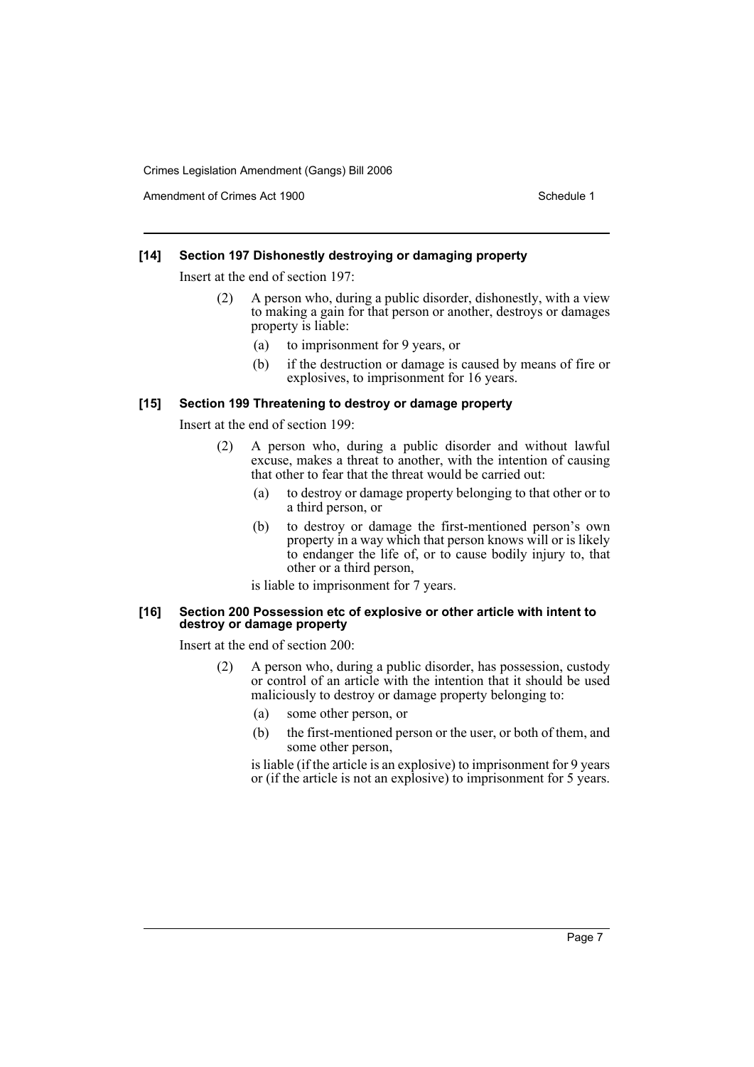### [14] Section 197 Dishonestly destroying or damaging property

Insert at the end of section 197:

(2) A person who, during a public disorder, dishonestly, with a view to making a gain for that person or another, destroys or damages property is liable:

(a) to imprisonment for 9 years, or

(b) if the destruction or damage is caused by means of fire or explosives, to imprisonment for 16 years.

### [15] Section 199 Threatening to destroy or damage property

Insert at the end of section 199:

(2) A person who, during a public disorder and without lawful excuse, makes a threat to another, with the intention of causing that other to fear that the threat would be carried out:

(a) to destroy or damage property belonging to that other or to a third person, or

(b) to destroy or damage the first-mentioned person's own property in a way which that person knows will or is likely to endanger the life of, or to cause bodily injury to, that other or a third person,

is liable to imprisonment for 7 years.

### [16] Section 200 Possession etc of explosive or other article with intent to destroy or damage property

Insert at the end of section 200:

(2) A person who, during a public disorder, has possession, custody or control of an article with the intention that it should be used maliciously to destroy or damage property belonging to:

(a) some other person, or

(b) the first-mentioned person or the user, or both of them, and some other person,

is liable (if the article is an explosive) to imprisonment for 9 years or (if the article is not an explosive) to imprisonment for 5 years.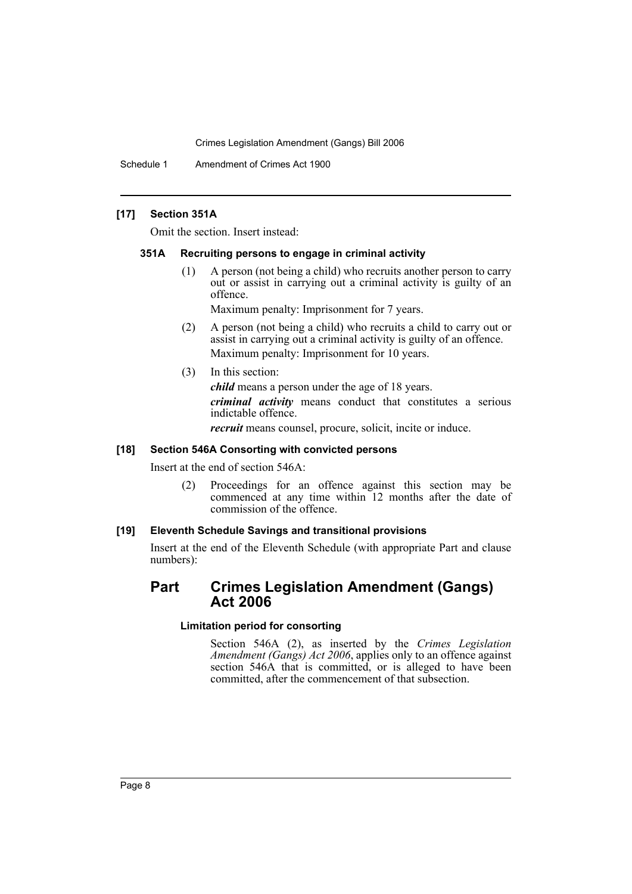### [17] Section 351A

Omit the section. Insert instead:

#### 351A Recruiting persons to engage in criminal activity

(1) A person (not being a child) who recruits another person to carry out or assist in carrying out a criminal activity is guilty of an offence.

Maximum penalty: Imprisonment for 7 years.

(2) A person (not being a child) who recruits a child to carry out or assist in carrying out a criminal activity is guilty of an offence.

Maximum penalty: Imprisonment for 10 years.

(3) In this section:

***child*** means a person under the age of 18 years.

***criminal activity*** means conduct that constitutes a serious indictable offence.

***recruit*** means counsel, procure, solicit, incite or induce.

### [18] Section 546A Consorting with convicted persons

Insert at the end of section 546A:

(2) Proceedings for an offence against this section may be commenced at any time within 12 months after the date of commission of the offence.

### [19] Eleventh Schedule Savings and transitional provisions

Insert at the end of the Eleventh Schedule (with appropriate Part and clause numbers):

## Part Crimes Legislation Amendment (Gangs) Act 2006

#### Limitation period for consorting

Section 546A (2), as inserted by the *Crimes Legislation Amendment (Gangs) Act 2006*, applies only to an offence against section 546A that is committed, or is alleged to have been committed, after the commencement of that subsection.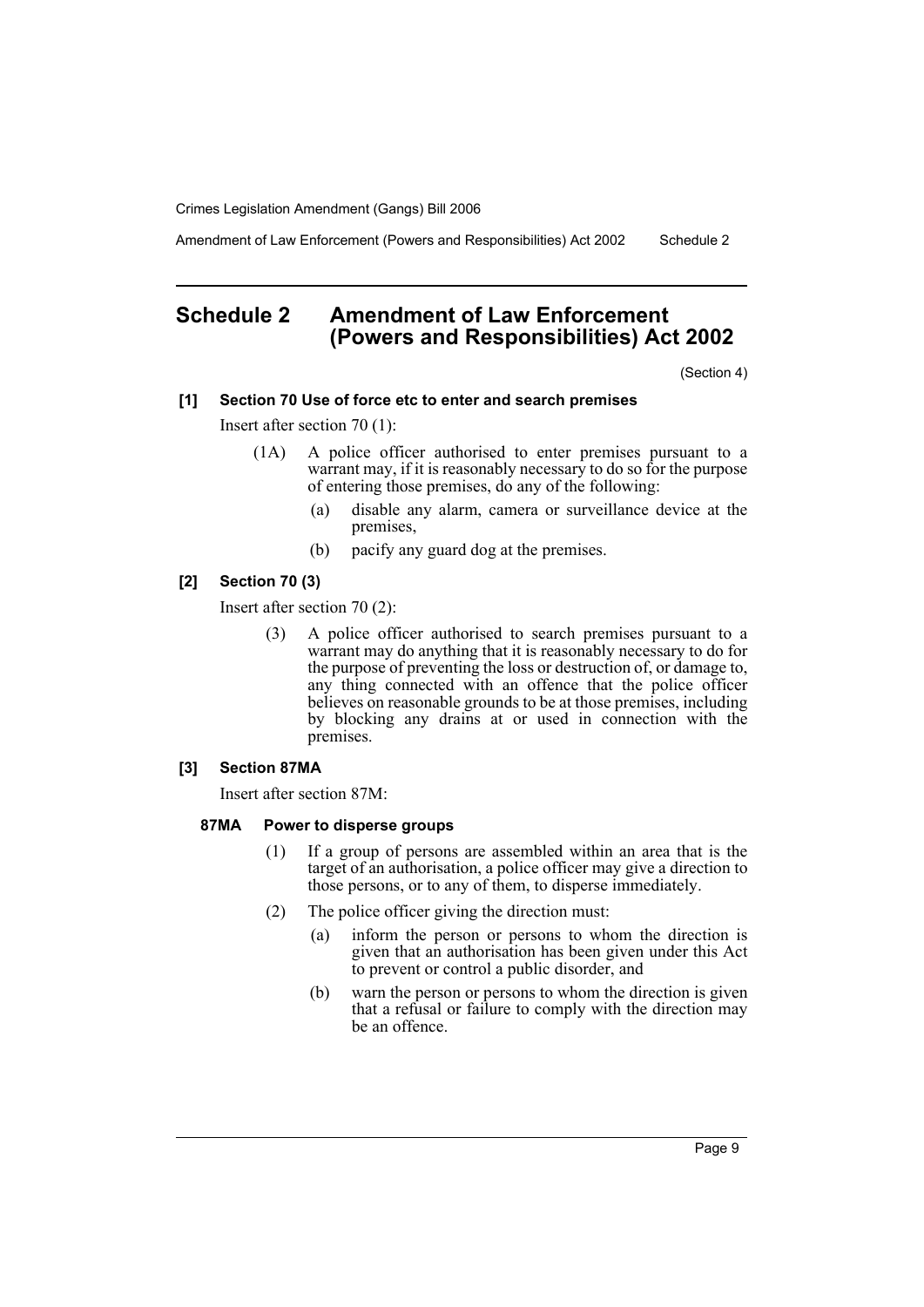# Schedule 2 Amendment of Law Enforcement (Powers and Responsibilities) Act 2002

(Section 4)

### [1] Section 70 Use of force etc to enter and search premises

Insert after section 70 (1):

(1A) A police officer authorised to enter premises pursuant to a warrant may, if it is reasonably necessary to do so for the purpose of entering those premises, do any of the following:

(a) disable any alarm, camera or surveillance device at the premises,

(b) pacify any guard dog at the premises.

### [2] Section 70 (3)

Insert after section 70 (2):

(3) A police officer authorised to search premises pursuant to a warrant may do anything that it is reasonably necessary to do for the purpose of preventing the loss or destruction of, or damage to, any thing connected with an offence that the police officer believes on reasonable grounds to be at those premises, including by blocking any drains at or used in connection with the premises.

### [3] Section 87MA

Insert after section 87M:

#### 87MA Power to disperse groups

(1) If a group of persons are assembled within an area that is the target of an authorisation, a police officer may give a direction to those persons, or to any of them, to disperse immediately.

(2) The police officer giving the direction must:

(a) inform the person or persons to whom the direction is given that an authorisation has been given under this Act to prevent or control a public disorder, and

(b) warn the person or persons to whom the direction is given that a refusal or failure to comply with the direction may be an offence.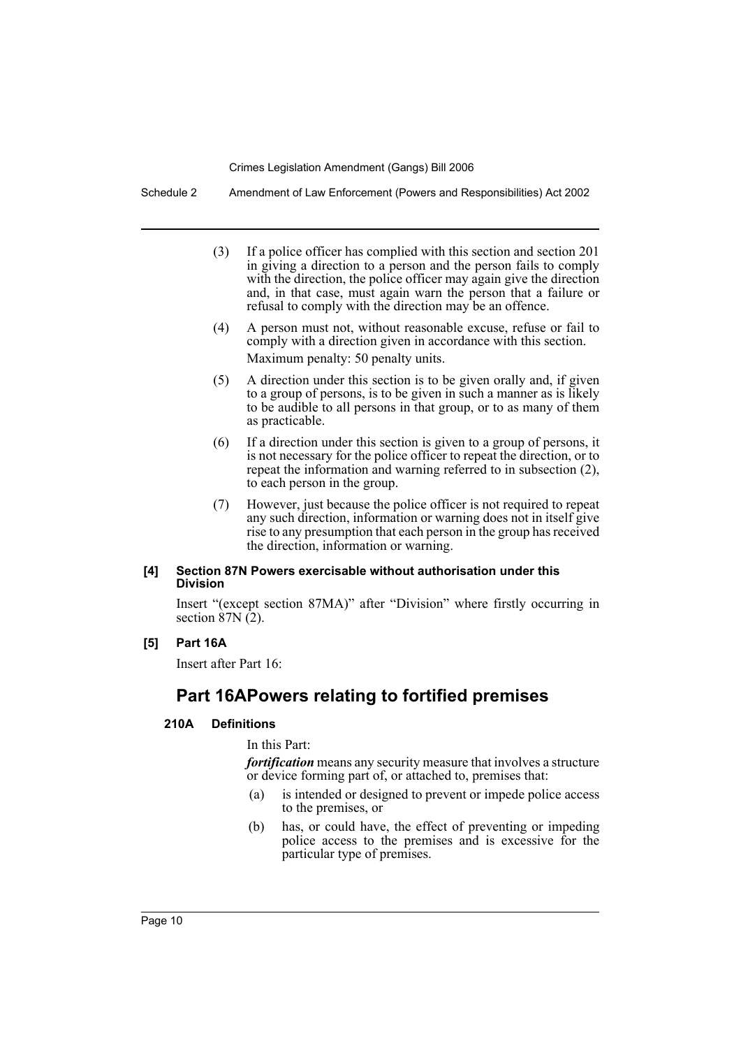(3) If a police officer has complied with this section and section 201 in giving a direction to a person and the person fails to comply with the direction, the police officer may again give the direction and, in that case, must again warn the person that a failure or refusal to comply with the direction may be an offence.

(4) A person must not, without reasonable excuse, refuse or fail to comply with a direction given in accordance with this section.

Maximum penalty: 50 penalty units.

(5) A direction under this section is to be given orally and, if given to a group of persons, is to be given in such a manner as is likely to be audible to all persons in that group, or to as many of them as practicable.

(6) If a direction under this section is given to a group of persons, it is not necessary for the police officer to repeat the direction, or to repeat the information and warning referred to in subsection (2), to each person in the group.

(7) However, just because the police officer is not required to repeat any such direction, information or warning does not in itself give rise to any presumption that each person in the group has received the direction, information or warning.

#### [4] Section 87N Powers exercisable without authorisation under this Division

Insert "(except section 87MA)" after "Division" where firstly occurring in section 87N (2).

#### [5] Part 16A

Insert after Part 16:

## Part 16A Powers relating to fortified premises

#### 210A Definitions

In this Part:

***fortification*** means any security measure that involves a structure or device forming part of, or attached to, premises that:

(a) is intended or designed to prevent or impede police access to the premises, or

(b) has, or could have, the effect of preventing or impeding police access to the premises and is excessive for the particular type of premises.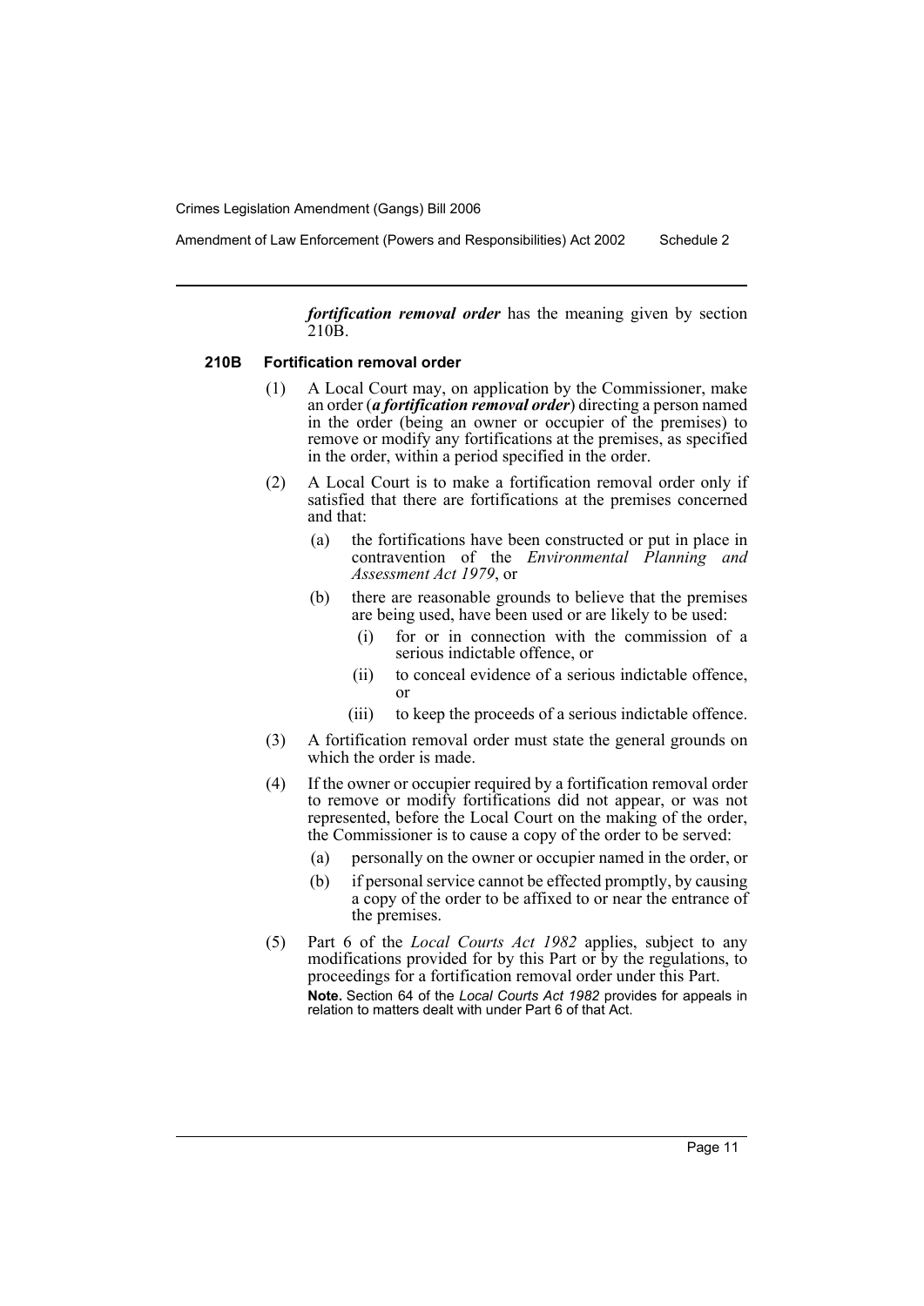***fortification removal order*** has the meaning given by section 210B.

#### 210B Fortification removal order

(1) A Local Court may, on application by the Commissioner, make an order (***a fortification removal order***) directing a person named in the order (being an owner or occupier of the premises) to remove or modify any fortifications at the premises, as specified in the order, within a period specified in the order.

(2) A Local Court is to make a fortification removal order only if satisfied that there are fortifications at the premises concerned and that:

- (a) the fortifications have been constructed or put in place in contravention of the *Environmental Planning and Assessment Act 1979*, or
- (b) there are reasonable grounds to believe that the premises are being used, have been used or are likely to be used:
  - (i) for or in connection with the commission of a serious indictable offence, or
  - (ii) to conceal evidence of a serious indictable offence, or
  - (iii) to keep the proceeds of a serious indictable offence.

(3) A fortification removal order must state the general grounds on which the order is made.

(4) If the owner or occupier required by a fortification removal order to remove or modify fortifications did not appear, or was not represented, before the Local Court on the making of the order, the Commissioner is to cause a copy of the order to be served:

- (a) personally on the owner or occupier named in the order, or
- (b) if personal service cannot be effected promptly, by causing a copy of the order to be affixed to or near the entrance of the premises.

(5) Part 6 of the *Local Courts Act 1982* applies, subject to any modifications provided for by this Part or by the regulations, to proceedings for a fortification removal order under this Part.

**Note.** Section 64 of the *Local Courts Act 1982* provides for appeals in relation to matters dealt with under Part 6 of that Act.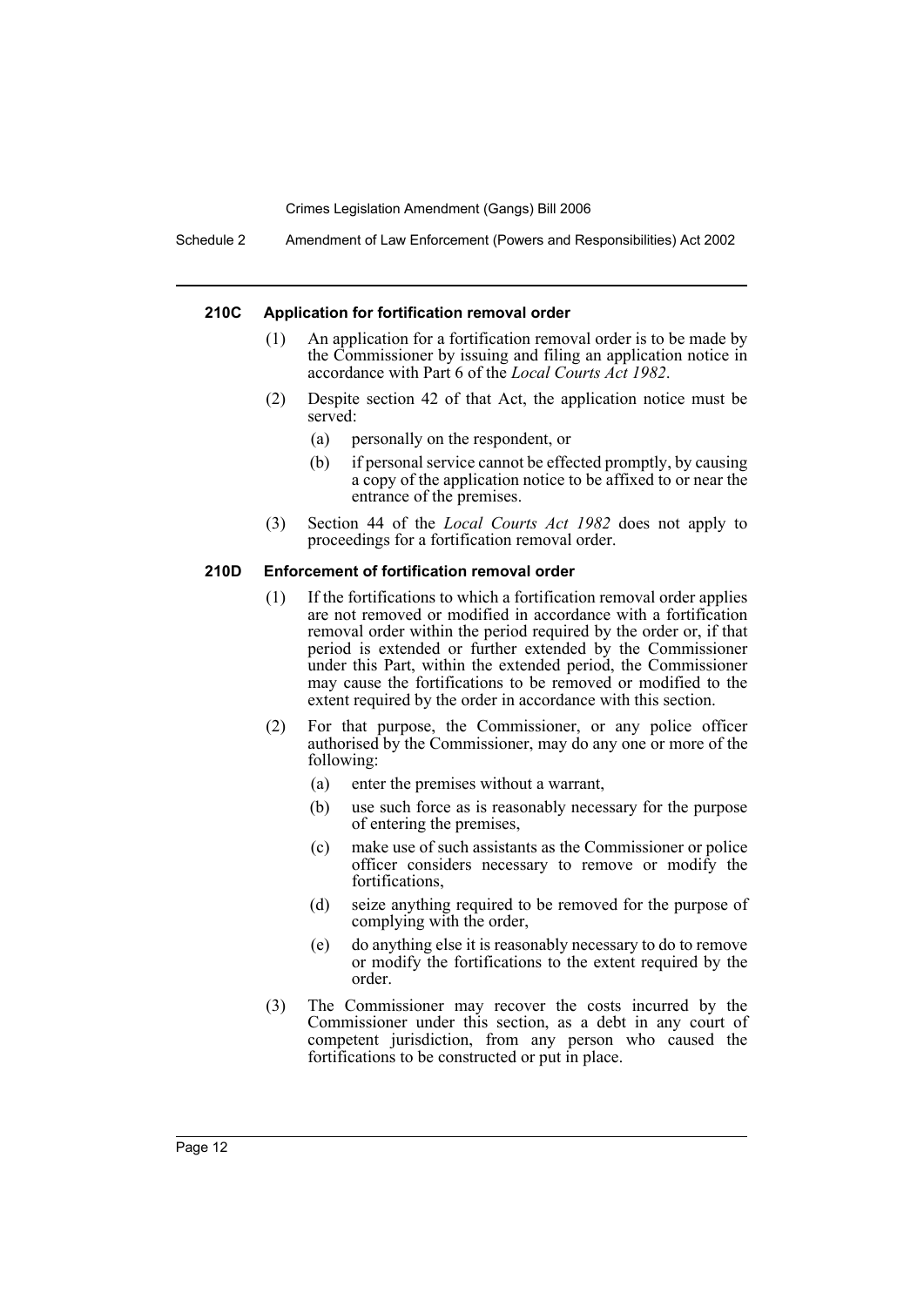#### 210C Application for fortification removal order

(1) An application for a fortification removal order is to be made by the Commissioner by issuing and filing an application notice in accordance with Part 6 of the *Local Courts Act 1982*.

(2) Despite section 42 of that Act, the application notice must be served:

- (a) personally on the respondent, or
- (b) if personal service cannot be effected promptly, by causing a copy of the application notice to be affixed to or near the entrance of the premises.

(3) Section 44 of the *Local Courts Act 1982* does not apply to proceedings for a fortification removal order.

#### 210D Enforcement of fortification removal order

(1) If the fortifications to which a fortification removal order applies are not removed or modified in accordance with a fortification removal order within the period required by the order or, if that period is extended or further extended by the Commissioner under this Part, within the extended period, the Commissioner may cause the fortifications to be removed or modified to the extent required by the order in accordance with this section.

(2) For that purpose, the Commissioner, or any police officer authorised by the Commissioner, may do any one or more of the following:

- (a) enter the premises without a warrant,
- (b) use such force as is reasonably necessary for the purpose of entering the premises,
- (c) make use of such assistants as the Commissioner or police officer considers necessary to remove or modify the fortifications,
- (d) seize anything required to be removed for the purpose of complying with the order,
- (e) do anything else it is reasonably necessary to do to remove or modify the fortifications to the extent required by the order.

(3) The Commissioner may recover the costs incurred by the Commissioner under this section, as a debt in any court of competent jurisdiction, from any person who caused the fortifications to be constructed or put in place.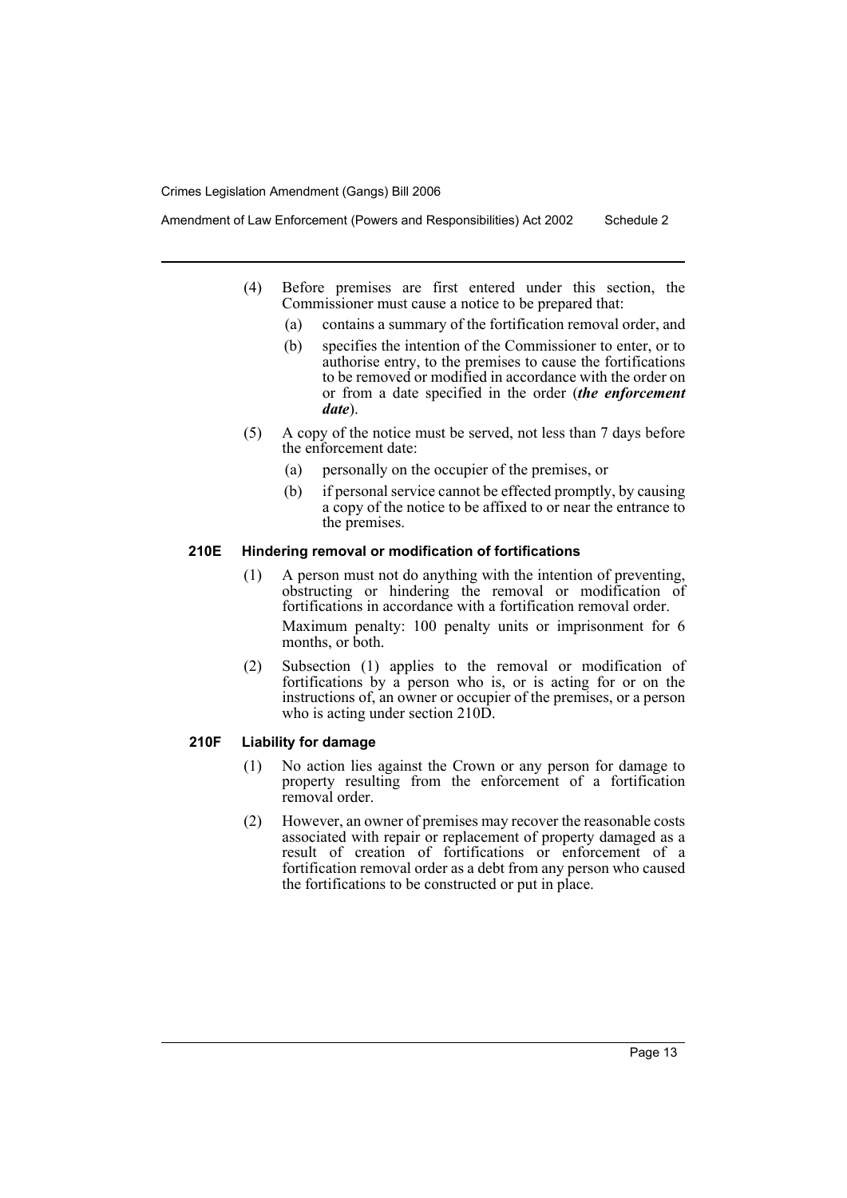(4) Before premises are first entered under this section, the Commissioner must cause a notice to be prepared that:

(a) contains a summary of the fortification removal order, and

(b) specifies the intention of the Commissioner to enter, or to authorise entry, to the premises to cause the fortifications to be removed or modified in accordance with the order on or from a date specified in the order (***the enforcement date***).

(5) A copy of the notice must be served, not less than 7 days before the enforcement date:

(a) personally on the occupier of the premises, or

(b) if personal service cannot be effected promptly, by causing a copy of the notice to be affixed to or near the entrance to the premises.

#### 210E Hindering removal or modification of fortifications

(1) A person must not do anything with the intention of preventing, obstructing or hindering the removal or modification of fortifications in accordance with a fortification removal order.

Maximum penalty: 100 penalty units or imprisonment for 6 months, or both.

(2) Subsection (1) applies to the removal or modification of fortifications by a person who is, or is acting for or on the instructions of, an owner or occupier of the premises, or a person who is acting under section 210D.

#### 210F Liability for damage

(1) No action lies against the Crown or any person for damage to property resulting from the enforcement of a fortification removal order.

(2) However, an owner of premises may recover the reasonable costs associated with repair or replacement of property damaged as a result of creation of fortifications or enforcement of a fortification removal order as a debt from any person who caused the fortifications to be constructed or put in place.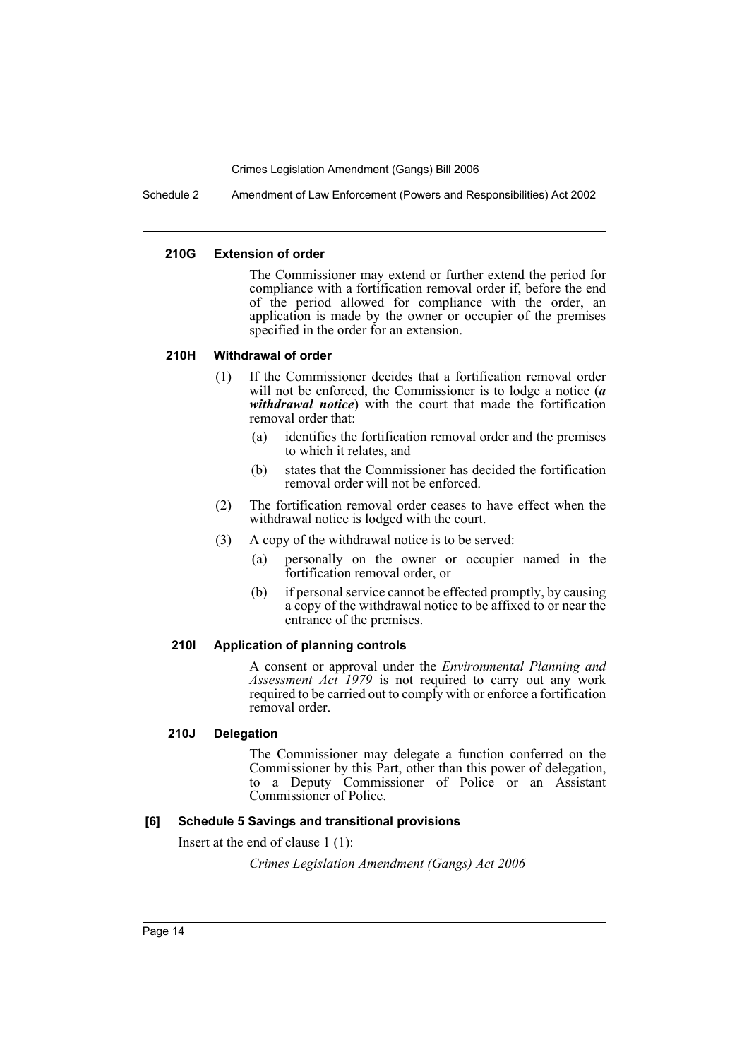#### 210G Extension of order

The Commissioner may extend or further extend the period for compliance with a fortification removal order if, before the end of the period allowed for compliance with the order, an application is made by the owner or occupier of the premises specified in the order for an extension.

#### 210H Withdrawal of order

(1) If the Commissioner decides that a fortification removal order will not be enforced, the Commissioner is to lodge a notice (***a withdrawal notice***) with the court that made the fortification removal order that:

(a) identifies the fortification removal order and the premises to which it relates, and

(b) states that the Commissioner has decided the fortification removal order will not be enforced.

(2) The fortification removal order ceases to have effect when the withdrawal notice is lodged with the court.

(3) A copy of the withdrawal notice is to be served:

(a) personally on the owner or occupier named in the fortification removal order, or

(b) if personal service cannot be effected promptly, by causing a copy of the withdrawal notice to be affixed to or near the entrance of the premises.

#### 210I Application of planning controls

A consent or approval under the *Environmental Planning and Assessment Act 1979* is not required to carry out any work required to be carried out to comply with or enforce a fortification removal order.

#### 210J Delegation

The Commissioner may delegate a function conferred on the Commissioner by this Part, other than this power of delegation, to a Deputy Commissioner of Police or an Assistant Commissioner of Police.

#### [6] Schedule 5 Savings and transitional provisions

Insert at the end of clause 1 (1):

*Crimes Legislation Amendment (Gangs) Act 2006*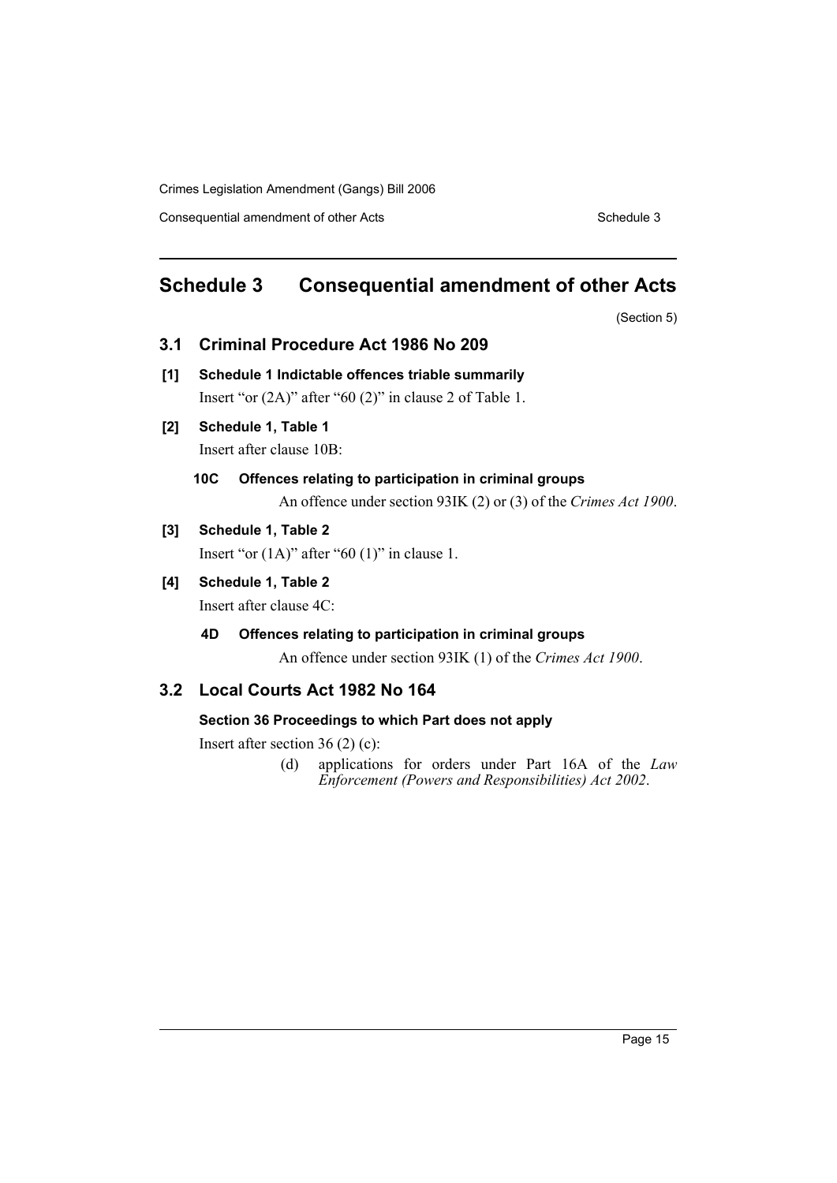## Schedule 3 Consequential amendment of other Acts

(Section 5)

### 3.1 Criminal Procedure Act 1986 No 209

**[1] Schedule 1 Indictable offences triable summarily**

Insert "or (2A)" after "60 (2)" in clause 2 of Table 1.

**[2] Schedule 1, Table 1**

Insert after clause 10B:

**10C Offences relating to participation in criminal groups**

An offence under section 93IK (2) or (3) of the *Crimes Act 1900*.

**[3] Schedule 1, Table 2**

Insert "or (1A)" after "60 (1)" in clause 1.

**[4] Schedule 1, Table 2**

Insert after clause 4C:

**4D Offences relating to participation in criminal groups**

An offence under section 93IK (1) of the *Crimes Act 1900*.

### 3.2 Local Courts Act 1982 No 164

**Section 36 Proceedings to which Part does not apply**

Insert after section 36 (2) (c):

(d) applications for orders under Part 16A of the *Law Enforcement (Powers and Responsibilities) Act 2002*.